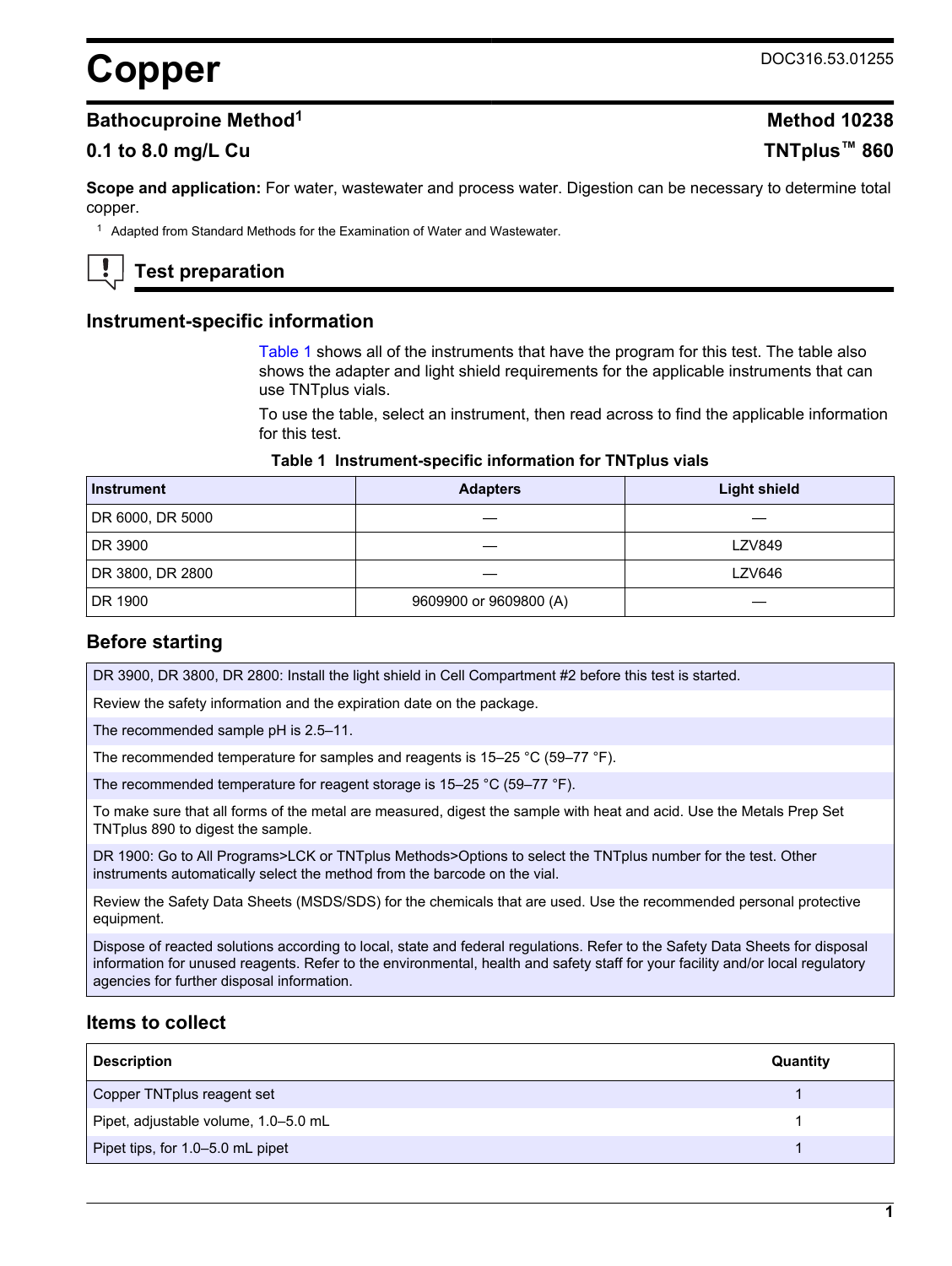# Copper

DOC316.53.01255

## Bathocuproine Method[1] — Method 10238

## 0.1 to 8.0 mg/L Cu — TNTplus™ 860

**Scope and application:** For water, wastewater and process water. Digestion can be necessary to determine total copper.

[1] Adapted from Standard Methods for the Examination of Water and Wastewater.

## Test preparation

### Instrument-specific information

Table 1 shows all of the instruments that have the program for this test. The table also shows the adapter and light shield requirements for the applicable instruments that can use TNTplus vials.

To use the table, select an instrument, then read across to find the applicable information for this test.

**Table 1 Instrument-specific information for TNTplus vials**

| Instrument | Adapters | Light shield |
| --- | --- | --- |
| DR 6000, DR 5000 | — | — |
| DR 3900 | — | LZV849 |
| DR 3800, DR 2800 | — | LZV646 |
| DR 1900 | 9609900 or 9609800 (A) | — |

### Before starting

| |
| --- |
| DR 3900, DR 3800, DR 2800: Install the light shield in Cell Compartment #2 before this test is started. |
| Review the safety information and the expiration date on the package. |
| The recommended sample pH is 2.5–11. |
| The recommended temperature for samples and reagents is 15–25 °C (59–77 °F). |
| The recommended temperature for reagent storage is 15–25 °C (59–77 °F). |
| To make sure that all forms of the metal are measured, digest the sample with heat and acid. Use the Metals Prep Set TNTplus 890 to digest the sample. |
| DR 1900: Go to All Programs>LCK or TNTplus Methods>Options to select the TNTplus number for the test. Other instruments automatically select the method from the barcode on the vial. |
| Review the Safety Data Sheets (MSDS/SDS) for the chemicals that are used. Use the recommended personal protective equipment. |
| Dispose of reacted solutions according to local, state and federal regulations. Refer to the Safety Data Sheets for disposal information for unused reagents. Refer to the environmental, health and safety staff for your facility and/or local regulatory agencies for further disposal information. |

### Items to collect

| Description | Quantity |
| --- | --- |
| Copper TNTplus reagent set | 1 |
| Pipet, adjustable volume, 1.0–5.0 mL | 1 |
| Pipet tips, for 1.0–5.0 mL pipet | 1 |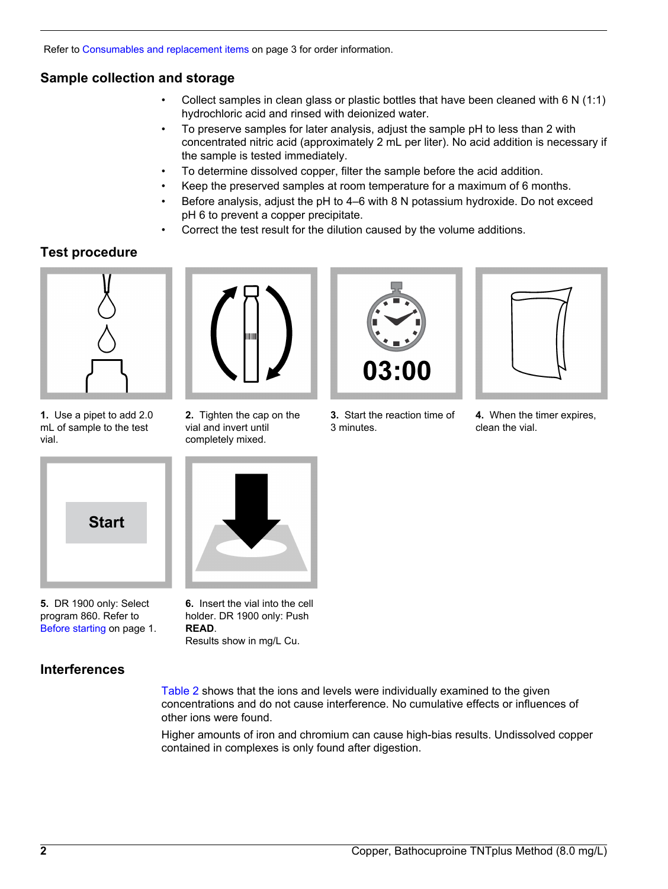Refer to Consumables and replacement items on page 3 for order information.

## Sample collection and storage

- Collect samples in clean glass or plastic bottles that have been cleaned with 6 N (1:1) hydrochloric acid and rinsed with deionized water.
- To preserve samples for later analysis, adjust the sample pH to less than 2 with concentrated nitric acid (approximately 2 mL per liter). No acid addition is necessary if the sample is tested immediately.
- To determine dissolved copper, filter the sample before the acid addition.
- Keep the preserved samples at room temperature for a maximum of 6 months.
- Before analysis, adjust the pH to 4–6 with 8 N potassium hydroxide. Do not exceed pH 6 to prevent a copper precipitate.
- Correct the test result for the dilution caused by the volume additions.

## Test procedure

**1.** Use a pipet to add 2.0 mL of sample to the test vial.

**2.** Tighten the cap on the vial and invert until completely mixed.

**3.** Start the reaction time of 3 minutes.

03:00

**4.** When the timer expires, clean the vial.

**5.** DR 1900 only: Select program 860. Refer to Before starting on page 1.

Start

**6.** Insert the vial into the cell holder. DR 1900 only: Push **READ**.
Results show in mg/L Cu.

## Interferences

Table 2 shows that the ions and levels were individually examined to the given concentrations and do not cause interference. No cumulative effects or influences of other ions were found.

Higher amounts of iron and chromium can cause high-bias results. Undissolved copper contained in complexes is only found after digestion.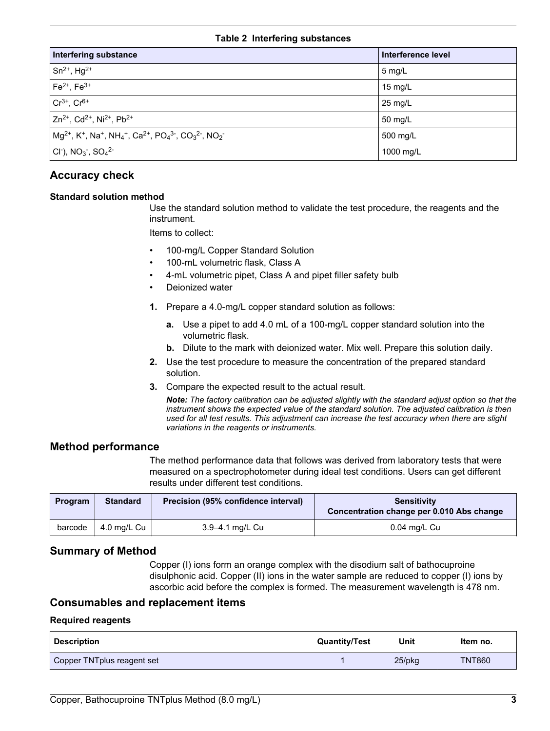**Table 2 Interfering substances**

| Interfering substance | Interference level |
| --- | --- |
| $Sn^{2+}$, $Hg^{2+}$ | 5 mg/L |
| $Fe^{2+}$, $Fe^{3+}$ | 15 mg/L |
| $Cr^{3+}$, $Cr^{6+}$ | 25 mg/L |
| $Zn^{2+}$, $Cd^{2+}$, $Ni^{2+}$, $Pb^{2+}$ | 50 mg/L |
| $Mg^{2+}$, $K^{+}$, $Na^{+}$, $NH_4^{+}$, $Ca^{2+}$, $PO_4^{3-}$, $CO_3^{2-}$, $NO_2^{-}$ | 500 mg/L |
| $Cl^{-}$), $NO_3^{-}$, $SO_4^{2-}$ | 1000 mg/L |

## Accuracy check

### Standard solution method

Use the standard solution method to validate the test procedure, the reagents and the instrument.

Items to collect:

- 100-mg/L Copper Standard Solution
- 100-mL volumetric flask, Class A
- 4-mL volumetric pipet, Class A and pipet filler safety bulb
- Deionized water

1. Prepare a 4.0-mg/L copper standard solution as follows:
   a. Use a pipet to add 4.0 mL of a 100-mg/L copper standard solution into the volumetric flask.
   b. Dilute to the mark with deionized water. Mix well. Prepare this solution daily.
2. Use the test procedure to measure the concentration of the prepared standard solution.
3. Compare the expected result to the actual result.

   ***Note:*** *The factory calibration can be adjusted slightly with the standard adjust option so that the instrument shows the expected value of the standard solution. The adjusted calibration is then used for all test results. This adjustment can increase the test accuracy when there are slight variations in the reagents or instruments.*

## Method performance

The method performance data that follows was derived from laboratory tests that were measured on a spectrophotometer during ideal test conditions. Users can get different results under different test conditions.

| Program | Standard | Precision (95% confidence interval) | Sensitivity Concentration change per 0.010 Abs change |
| --- | --- | --- | --- |
| barcode | 4.0 mg/L Cu | 3.9–4.1 mg/L Cu | 0.04 mg/L Cu |

## Summary of Method

Copper (I) ions form an orange complex with the disodium salt of bathocuproine disulphonic acid. Copper (II) ions in the water sample are reduced to copper (I) ions by ascorbic acid before the complex is formed. The measurement wavelength is 478 nm.

## Consumables and replacement items

### Required reagents

| Description | Quantity/Test | Unit | Item no. |
| --- | --- | --- | --- |
| Copper TNTplus reagent set | 1 | 25/pkg | TNT860 |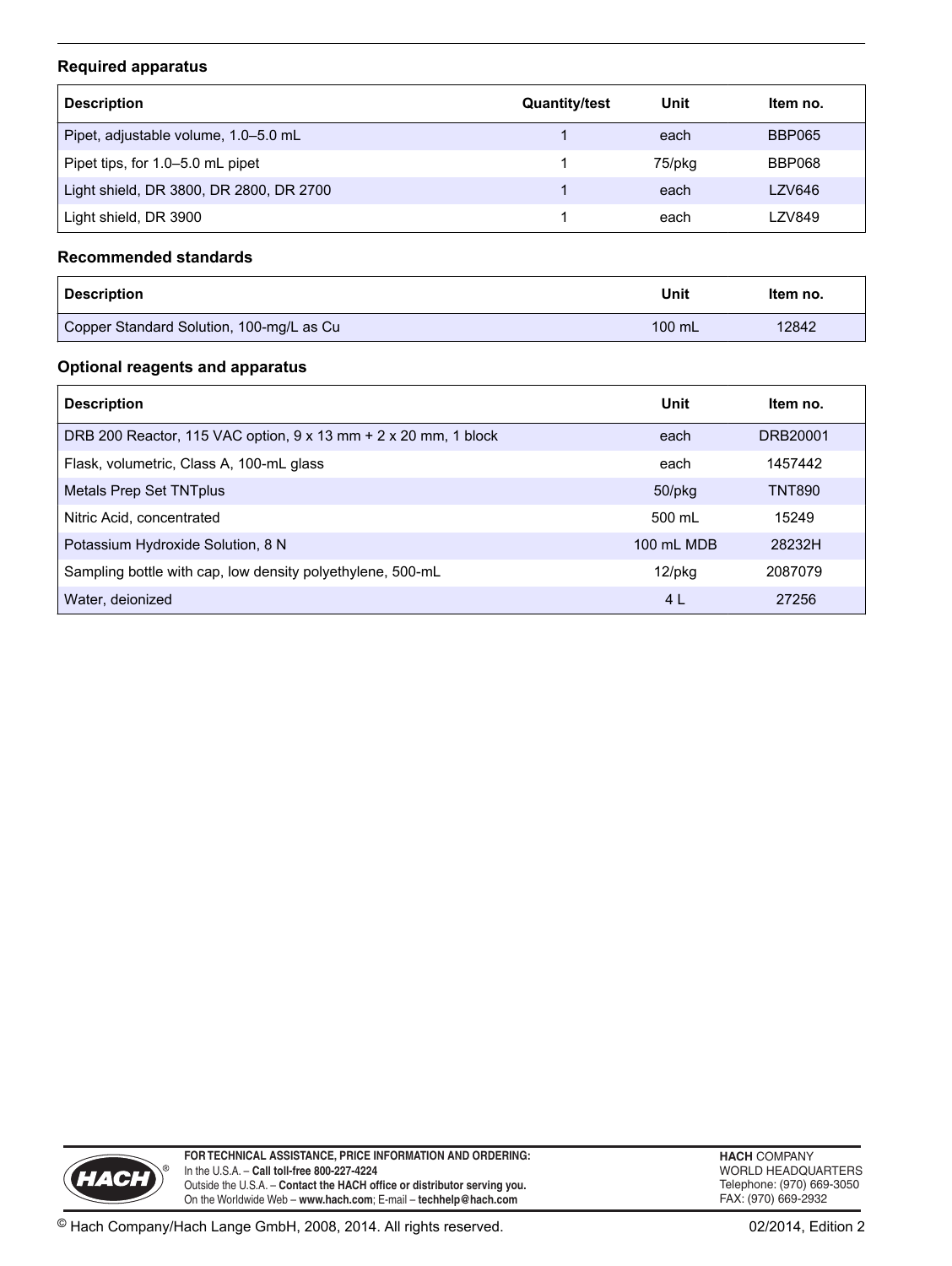### Required apparatus

| Description | Quantity/test | Unit | Item no. |
|---|---|---|---|
| Pipet, adjustable volume, 1.0–5.0 mL | 1 | each | BBP065 |
| Pipet tips, for 1.0–5.0 mL pipet | 1 | 75/pkg | BBP068 |
| Light shield, DR 3800, DR 2800, DR 2700 | 1 | each | LZV646 |
| Light shield, DR 3900 | 1 | each | LZV849 |

### Recommended standards

| Description | Unit | Item no. |
|---|---|---|
| Copper Standard Solution, 100-mg/L as Cu | 100 mL | 12842 |

### Optional reagents and apparatus

| Description | Unit | Item no. |
|---|---|---|
| DRB 200 Reactor, 115 VAC option, 9 x 13 mm + 2 x 20 mm, 1 block | each | DRB20001 |
| Flask, volumetric, Class A, 100-mL glass | each | 1457442 |
| Metals Prep Set TNTplus | 50/pkg | TNT890 |
| Nitric Acid, concentrated | 500 mL | 15249 |
| Potassium Hydroxide Solution, 8 N | 100 mL MDB | 28232H |
| Sampling bottle with cap, low density polyethylene, 500-mL | 12/pkg | 2087079 |
| Water, deionized | 4 L | 27256 |

**FOR TECHNICAL ASSISTANCE, PRICE INFORMATION AND ORDERING:**
In the U.S.A. – **Call toll-free 800-227-4224**
Outside the U.S.A. – **Contact the HACH office or distributor serving you.**
On the Worldwide Web – **www.hach.com**; E-mail – **techhelp@hach.com**

**HACH** COMPANY
WORLD HEADQUARTERS
Telephone: (970) 669-3050
FAX: (970) 669-2932

© Hach Company/Hach Lange GmbH, 2008, 2014. All rights reserved.

02/2014, Edition 2